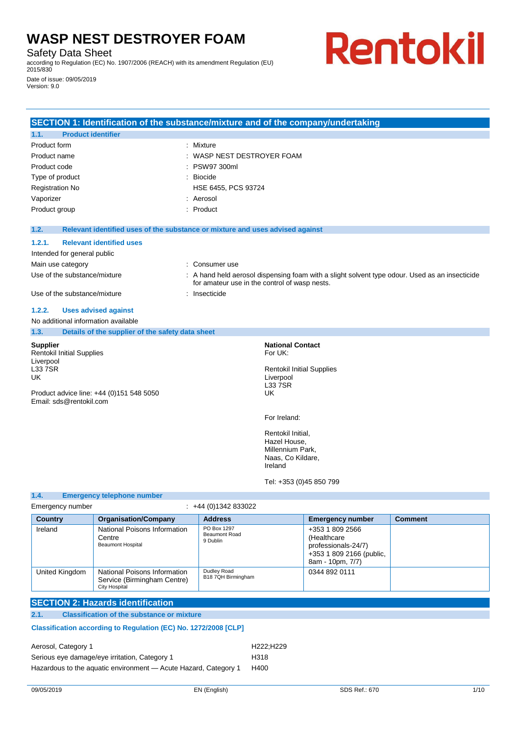# WASP NEST DESTROYER FOAM

Safety Data Sheet

according to Regulation (EC) No. 1907/2006 (REACH) with its amendment Regulation (EU) 2015/830

Date of issue: 09/05/2019
Version: 9.0

Rentokil

## SECTION 1: Identification of the substance/mixture and of the company/undertaking

### 1.1. Product identifier

| | |
|---|---|
| Product form | : Mixture |
| Product name | : WASP NEST DESTROYER FOAM |
| Product code | : PSW97 300ml |
| Type of product | : Biocide |
| Registration No | HSE 6455, PCS 93724 |
| Vaporizer | : Aerosol |
| Product group | : Product |

### 1.2. Relevant identified uses of the substance or mixture and uses advised against

#### 1.2.1. Relevant identified uses

Intended for general public

| | |
|---|---|
| Main use category | : Consumer use |
| Use of the substance/mixture | : A hand held aerosol dispensing foam with a slight solvent type odour. Used as an insecticide for amateur use in the control of wasp nests. |
| Use of the substance/mixture | : Insecticide |

#### 1.2.2. Uses advised against

No additional information available

### 1.3. Details of the supplier of the safety data sheet

**Supplier**
Rentokil Initial Supplies
Liverpool
L33 7SR
UK

Product advice line: +44 (0)151 548 5050
Email: sds@rentokil.com

**National Contact**
For UK:

Rentokil Initial Supplies
Liverpool
L33 7SR
UK

For Ireland:

Rentokil Initial,
Hazel House,
Millennium Park,
Naas, Co Kildare,
Ireland

Tel: +353 (0)45 850 799

### 1.4. Emergency telephone number

Emergency number : +44 (0)1342 833022

| Country | Organisation/Company | Address | Emergency number | Comment |
|---|---|---|---|---|
| Ireland | National Poisons Information Centre Beaumont Hospital | PO Box 1297 Beaumont Road 9 Dublin | +353 1 809 2566 (Healthcare professionals-24/7) +353 1 809 2166 (public, 8am - 10pm, 7/7) | |
| United Kingdom | National Poisons Information Service (Birmingham Centre) City Hospital | Dudley Road B18 7QH Birmingham | 0344 892 0111 | |

## SECTION 2: Hazards identification

### 2.1. Classification of the substance or mixture

**Classification according to Regulation (EC) No. 1272/2008 [CLP]**

| | |
|---|---|
| Aerosol, Category 1 | H222;H229 |
| Serious eye damage/eye irritation, Category 1 | H318 |
| Hazardous to the aquatic environment — Acute Hazard, Category 1 | H400 |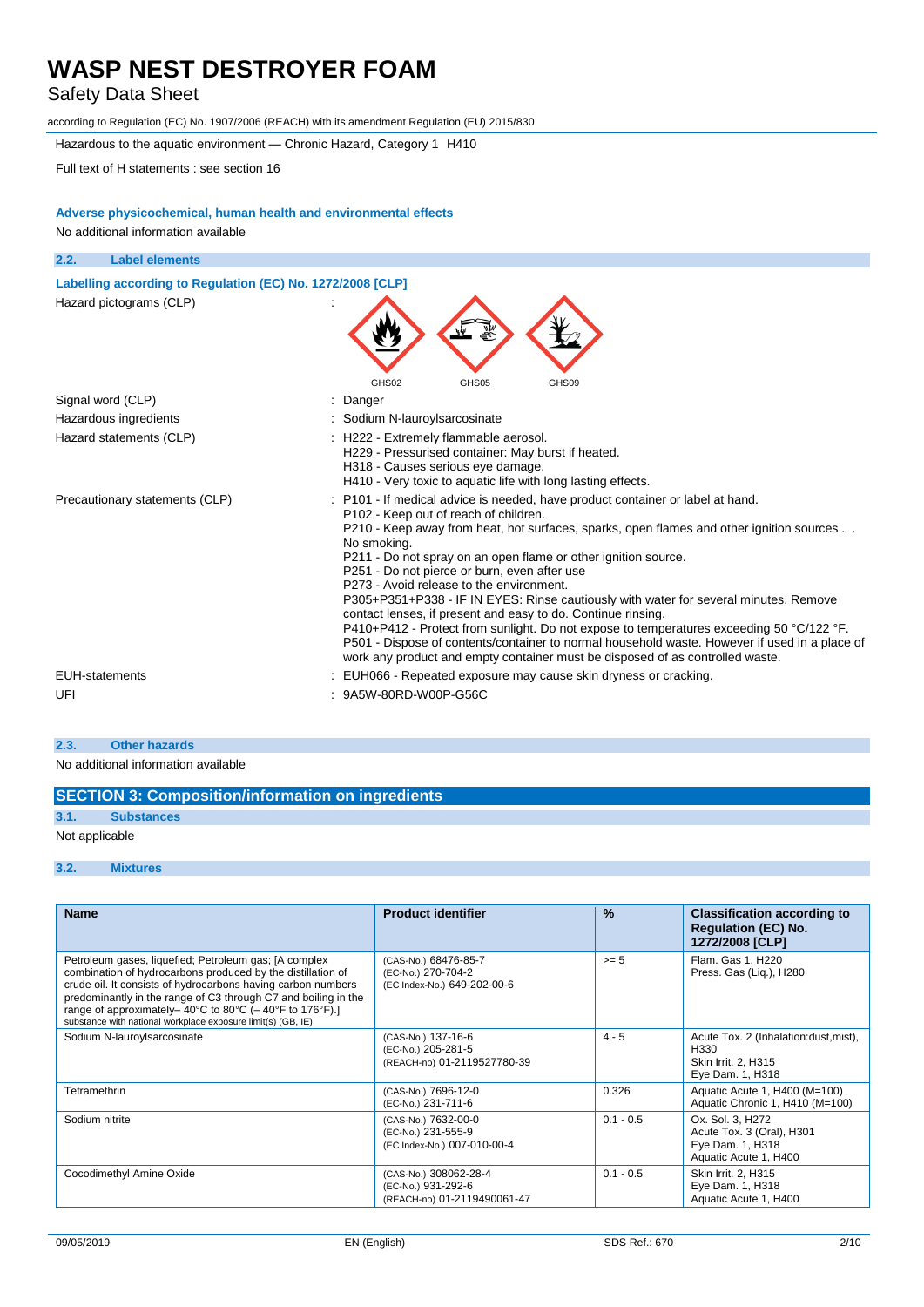Hazardous to the aquatic environment — Chronic Hazard, Category 1 H410

Full text of H statements : see section 16

### Adverse physicochemical, human health and environmental effects

No additional information available

## 2.2. Label elements

### Labelling according to Regulation (EC) No. 1272/2008 [CLP]

| | |
|---|---|
| Hazard pictograms (CLP) | : GHS02 GHS05 GHS09 |
| Signal word (CLP) | : Danger |
| Hazardous ingredients | : Sodium N-lauroylsarcosinate |
| Hazard statements (CLP) | : H222 - Extremely flammable aerosol.<br>H229 - Pressurised container: May burst if heated.<br>H318 - Causes serious eye damage.<br>H410 - Very toxic to aquatic life with long lasting effects. |
| Precautionary statements (CLP) | : P101 - If medical advice is needed, have product container or label at hand.<br>P102 - Keep out of reach of children.<br>P210 - Keep away from heat, hot surfaces, sparks, open flames and other ignition sources . . No smoking.<br>P211 - Do not spray on an open flame or other ignition source.<br>P251 - Do not pierce or burn, even after use<br>P273 - Avoid release to the environment.<br>P305+P351+P338 - IF IN EYES: Rinse cautiously with water for several minutes. Remove contact lenses, if present and easy to do. Continue rinsing.<br>P410+P412 - Protect from sunlight. Do not expose to temperatures exceeding 50 °C/122 °F.<br>P501 - Dispose of contents/container to normal household waste. However if used in a place of work any product and empty container must be disposed of as controlled waste. |
| EUH-statements | : EUH066 - Repeated exposure may cause skin dryness or cracking. |
| UFI | : 9A5W-80RD-W00P-G56C |

## 2.3. Other hazards

No additional information available

# SECTION 3: Composition/information on ingredients

## 3.1. Substances

Not applicable

## 3.2. Mixtures

| Name | Product identifier | % | Classification according to Regulation (EC) No. 1272/2008 [CLP] |
|---|---|---|---|
| Petroleum gases, liquefied; Petroleum gas; [A complex combination of hydrocarbons produced by the distillation of crude oil. It consists of hydrocarbons having carbon numbers predominantly in the range of C3 through C7 and boiling in the range of approximately– 40°C to 80°C (– 40°F to 176°F).]<br>substance with national workplace exposure limit(s) (GB, IE) | (CAS-No.) 68476-85-7<br>(EC-No.) 270-704-2<br>(EC Index-No.) 649-202-00-6 | >= 5 | Flam. Gas 1, H220<br>Press. Gas (Liq.), H280 |
| Sodium N-lauroylsarcosinate | (CAS-No.) 137-16-6<br>(EC-No.) 205-281-5<br>(REACH-no) 01-2119527780-39 | 4 - 5 | Acute Tox. 2 (Inhalation:dust,mist), H330<br>Skin Irrit. 2, H315<br>Eye Dam. 1, H318 |
| Tetramethrin | (CAS-No.) 7696-12-0<br>(EC-No.) 231-711-6 | 0.326 | Aquatic Acute 1, H400 (M=100)<br>Aquatic Chronic 1, H410 (M=100) |
| Sodium nitrite | (CAS-No.) 7632-00-0<br>(EC-No.) 231-555-9<br>(EC Index-No.) 007-010-00-4 | 0.1 - 0.5 | Ox. Sol. 3, H272<br>Acute Tox. 3 (Oral), H301<br>Eye Dam. 1, H318<br>Aquatic Acute 1, H400 |
| Cocodimethyl Amine Oxide | (CAS-No.) 308062-28-4<br>(EC-No.) 931-292-6<br>(REACH-no) 01-2119490061-47 | 0.1 - 0.5 | Skin Irrit. 2, H315<br>Eye Dam. 1, H318<br>Aquatic Acute 1, H400 |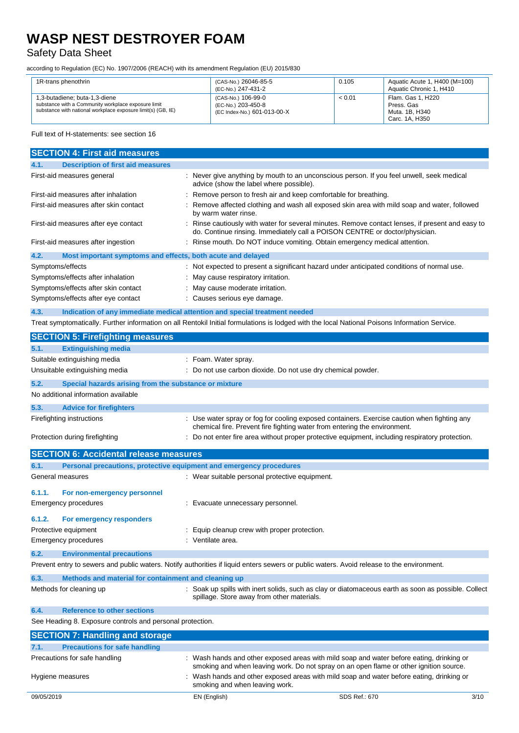| | | | |
|---|---|---|---|
| 1R-trans phenothrin | (CAS-No.) 26046-85-5<br>(EC-No.) 247-431-2 | 0.105 | Aquatic Acute 1, H400 (M=100)<br>Aquatic Chronic 1, H410 |
| 1,3-butadiene; buta-1,3-diene<br>substance with a Community workplace exposure limit<br>substance with national workplace exposure limit(s) (GB, IE) | (CAS-No.) 106-99-0<br>(EC-No.) 203-450-8<br>(EC Index-No.) 601-013-00-X | < 0.01 | Flam. Gas 1, H220<br>Press. Gas<br>Muta. 1B, H340<br>Carc. 1A, H350 |

Full text of H-statements: see section 16

## SECTION 4: First aid measures

### 4.1. Description of first aid measures

First-aid measures general : Never give anything by mouth to an unconscious person. If you feel unwell, seek medical advice (show the label where possible).

First-aid measures after inhalation : Remove person to fresh air and keep comfortable for breathing.

First-aid measures after skin contact : Remove affected clothing and wash all exposed skin area with mild soap and water, followed by warm water rinse.

First-aid measures after eye contact : Rinse cautiously with water for several minutes. Remove contact lenses, if present and easy to do. Continue rinsing. Immediately call a POISON CENTRE or doctor/physician.

First-aid measures after ingestion : Rinse mouth. Do NOT induce vomiting. Obtain emergency medical attention.

### 4.2. Most important symptoms and effects, both acute and delayed

Symptoms/effects : Not expected to present a significant hazard under anticipated conditions of normal use.

Symptoms/effects after inhalation : May cause respiratory irritation.

Symptoms/effects after skin contact : May cause moderate irritation.

Symptoms/effects after eye contact : Causes serious eye damage.

### 4.3. Indication of any immediate medical attention and special treatment needed

Treat symptomatically. Further information on all Rentokil Initial formulations is lodged with the local National Poisons Information Service.

## SECTION 5: Firefighting measures

### 5.1. Extinguishing media

Suitable extinguishing media : Foam. Water spray.

Unsuitable extinguishing media : Do not use carbon dioxide. Do not use dry chemical powder.

### 5.2. Special hazards arising from the substance or mixture

No additional information available

### 5.3. Advice for firefighters

Firefighting instructions : Use water spray or fog for cooling exposed containers. Exercise caution when fighting any chemical fire. Prevent fire fighting water from entering the environment.

Protection during firefighting : Do not enter fire area without proper protective equipment, including respiratory protection.

## SECTION 6: Accidental release measures

### 6.1. Personal precautions, protective equipment and emergency procedures

General measures : Wear suitable personal protective equipment.

#### 6.1.1. For non-emergency personnel

Emergency procedures : Evacuate unnecessary personnel.

#### 6.1.2. For emergency responders

Protective equipment : Equip cleanup crew with proper protection.

Emergency procedures : Ventilate area.

### 6.2. Environmental precautions

Prevent entry to sewers and public waters. Notify authorities if liquid enters sewers or public waters. Avoid release to the environment.

### 6.3. Methods and material for containment and cleaning up

Methods for cleaning up : Soak up spills with inert solids, such as clay or diatomaceous earth as soon as possible. Collect spillage. Store away from other materials.

### 6.4. Reference to other sections

See Heading 8. Exposure controls and personal protection.

## SECTION 7: Handling and storage

### 7.1. Precautions for safe handling

Precautions for safe handling : Wash hands and other exposed areas with mild soap and water before eating, drinking or smoking and when leaving work. Do not spray on an open flame or other ignition source.

Hygiene measures : Wash hands and other exposed areas with mild soap and water before eating, drinking or smoking and when leaving work.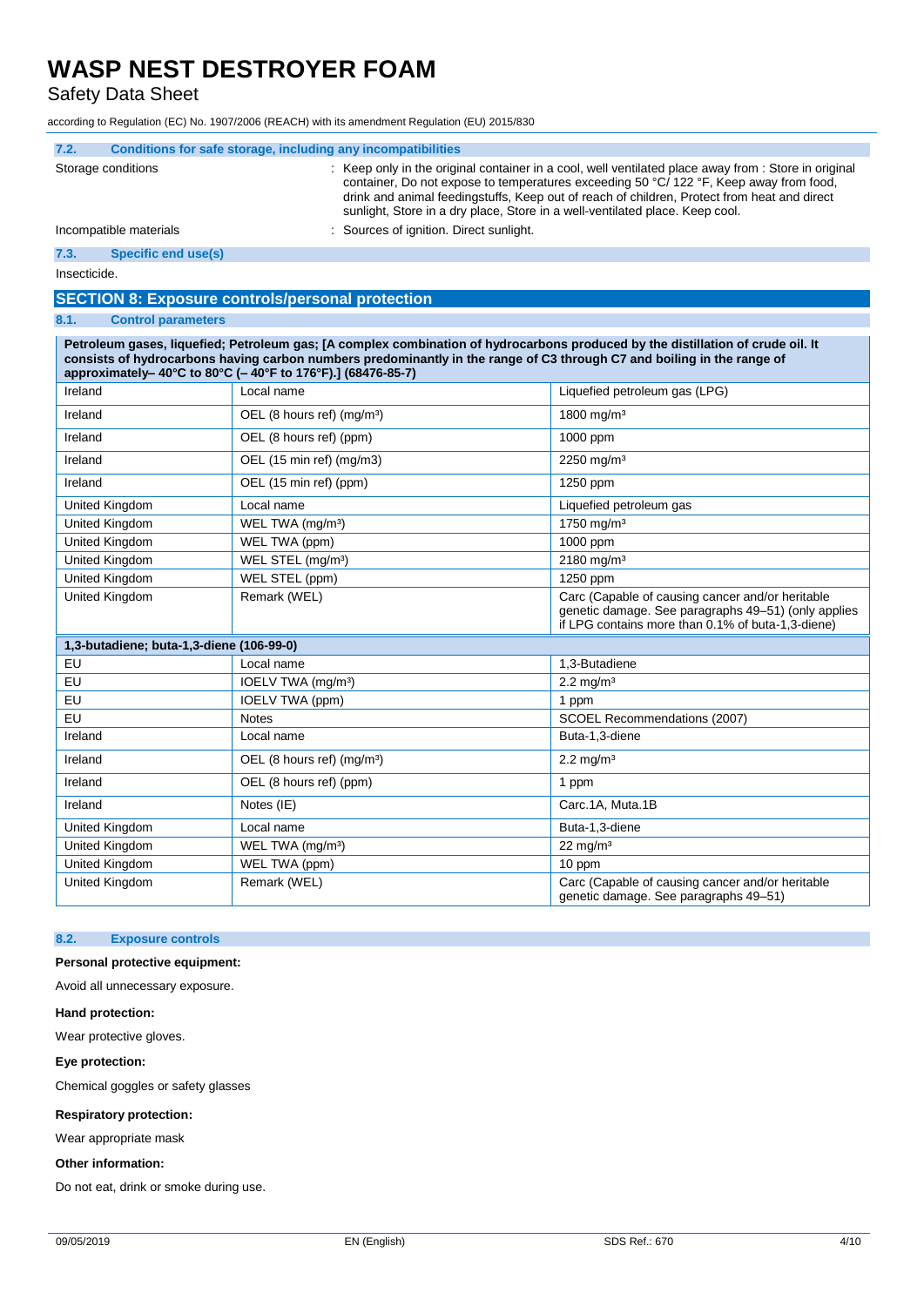### 7.2. Conditions for safe storage, including any incompatibilities

| | |
|---|---|
| Storage conditions | : Keep only in the original container in a cool, well ventilated place away from : Store in original container, Do not expose to temperatures exceeding 50 °C/ 122 °F, Keep away from food, drink and animal feedingstuffs, Keep out of reach of children, Protect from heat and direct sunlight, Store in a dry place, Store in a well-ventilated place. Keep cool. |
| Incompatible materials | : Sources of ignition. Direct sunlight. |

### 7.3. Specific end use(s)

Insecticide.

## SECTION 8: Exposure controls/personal protection

### 8.1. Control parameters

| Petroleum gases, liquefied; Petroleum gas; [A complex combination of hydrocarbons produced by the distillation of crude oil. It consists of hydrocarbons having carbon numbers predominantly in the range of C3 through C7 and boiling in the range of approximately– 40°C to 80°C (– 40°F to 176°F).] (68476-85-7) | | |
|---|---|---|
| Ireland | Local name | Liquefied petroleum gas (LPG) |
| Ireland | OEL (8 hours ref) (mg/m³) | 1800 mg/m³ |
| Ireland | OEL (8 hours ref) (ppm) | 1000 ppm |
| Ireland | OEL (15 min ref) (mg/m3) | 2250 mg/m³ |
| Ireland | OEL (15 min ref) (ppm) | 1250 ppm |
| United Kingdom | Local name | Liquefied petroleum gas |
| United Kingdom | WEL TWA (mg/m³) | 1750 mg/m³ |
| United Kingdom | WEL TWA (ppm) | 1000 ppm |
| United Kingdom | WEL STEL (mg/m³) | 2180 mg/m³ |
| United Kingdom | WEL STEL (ppm) | 1250 ppm |
| United Kingdom | Remark (WEL) | Carc (Capable of causing cancer and/or heritable genetic damage. See paragraphs 49–51) (only applies if LPG contains more than 0.1% of buta-1,3-diene) |

| 1,3-butadiene; buta-1,3-diene (106-99-0) | | |
|---|---|---|
| EU | Local name | 1,3-Butadiene |
| EU | IOELV TWA (mg/m³) | 2.2 mg/m³ |
| EU | IOELV TWA (ppm) | 1 ppm |
| EU | Notes | SCOEL Recommendations (2007) |
| Ireland | Local name | Buta-1,3-diene |
| Ireland | OEL (8 hours ref) (mg/m³) | 2.2 mg/m³ |
| Ireland | OEL (8 hours ref) (ppm) | 1 ppm |
| Ireland | Notes (IE) | Carc.1A, Muta.1B |
| United Kingdom | Local name | Buta-1,3-diene |
| United Kingdom | WEL TWA (mg/m³) | 22 mg/m³ |
| United Kingdom | WEL TWA (ppm) | 10 ppm |
| United Kingdom | Remark (WEL) | Carc (Capable of causing cancer and/or heritable genetic damage. See paragraphs 49–51) |

### 8.2. Exposure controls

**Personal protective equipment:**

Avoid all unnecessary exposure.

**Hand protection:**

Wear protective gloves.

**Eye protection:**

Chemical goggles or safety glasses

**Respiratory protection:**

Wear appropriate mask

**Other information:**

Do not eat, drink or smoke during use.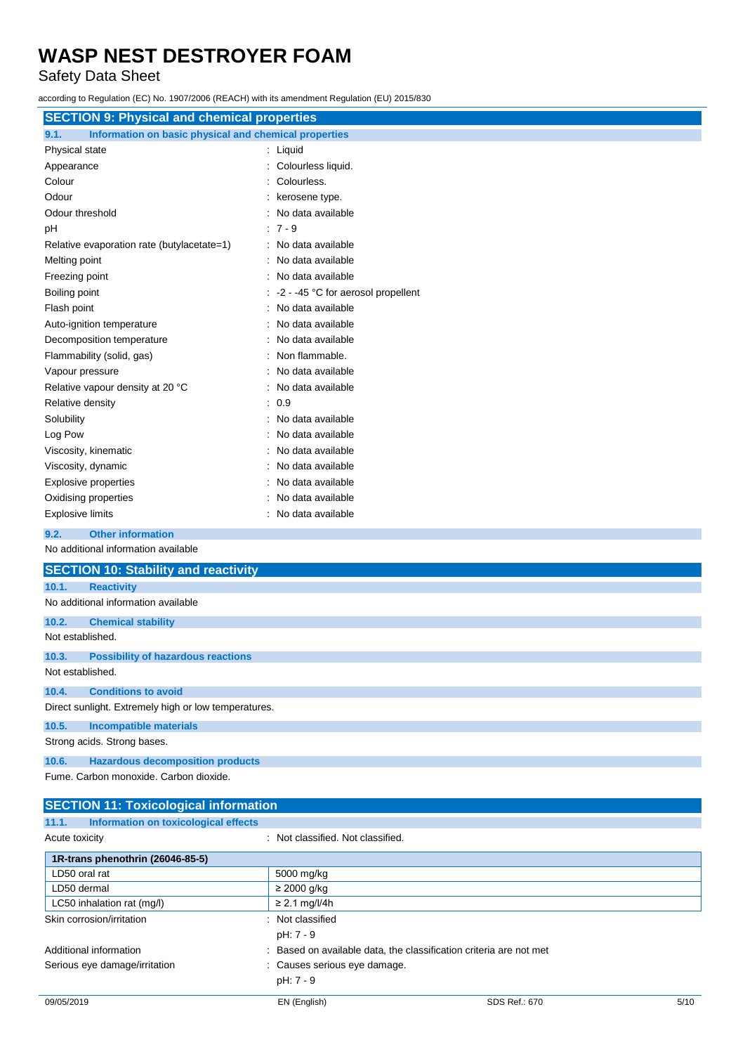# WASP NEST DESTROYER FOAM

Safety Data Sheet

according to Regulation (EC) No. 1907/2006 (REACH) with its amendment Regulation (EU) 2015/830

## SECTION 9: Physical and chemical properties

### 9.1. Information on basic physical and chemical properties

| | |
|---|---|
| Physical state | : Liquid |
| Appearance | : Colourless liquid. |
| Colour | : Colourless. |
| Odour | : kerosene type. |
| Odour threshold | : No data available |
| pH | : 7 - 9 |
| Relative evaporation rate (butylacetate=1) | : No data available |
| Melting point | : No data available |
| Freezing point | : No data available |
| Boiling point | : -2 - -45 °C for aerosol propellent |
| Flash point | : No data available |
| Auto-ignition temperature | : No data available |
| Decomposition temperature | : No data available |
| Flammability (solid, gas) | : Non flammable. |
| Vapour pressure | : No data available |
| Relative vapour density at 20 °C | : No data available |
| Relative density | : 0.9 |
| Solubility | : No data available |
| Log Pow | : No data available |
| Viscosity, kinematic | : No data available |
| Viscosity, dynamic | : No data available |
| Explosive properties | : No data available |
| Oxidising properties | : No data available |
| Explosive limits | : No data available |

### 9.2. Other information

No additional information available

## SECTION 10: Stability and reactivity

### 10.1. Reactivity

No additional information available

### 10.2. Chemical stability

Not established.

### 10.3. Possibility of hazardous reactions

Not established.

### 10.4. Conditions to avoid

Direct sunlight. Extremely high or low temperatures.

### 10.5. Incompatible materials

Strong acids. Strong bases.

### 10.6. Hazardous decomposition products

Fume. Carbon monoxide. Carbon dioxide.

## SECTION 11: Toxicological information

### 11.1. Information on toxicological effects

Acute toxicity : Not classified. Not classified.

| 1R-trans phenothrin (26046-85-5) | |
|---|---|
| LD50 oral rat | 5000 mg/kg |
| LD50 dermal | ≥ 2000 g/kg |
| LC50 inhalation rat (mg/l) | ≥ 2.1 mg/l/4h |

| | |
|---|---|
| Skin corrosion/irritation | : Not classified |
| | pH: 7 - 9 |
| Additional information | : Based on available data, the classification criteria are not met |
| Serious eye damage/irritation | : Causes serious eye damage. |
| | pH: 7 - 9 |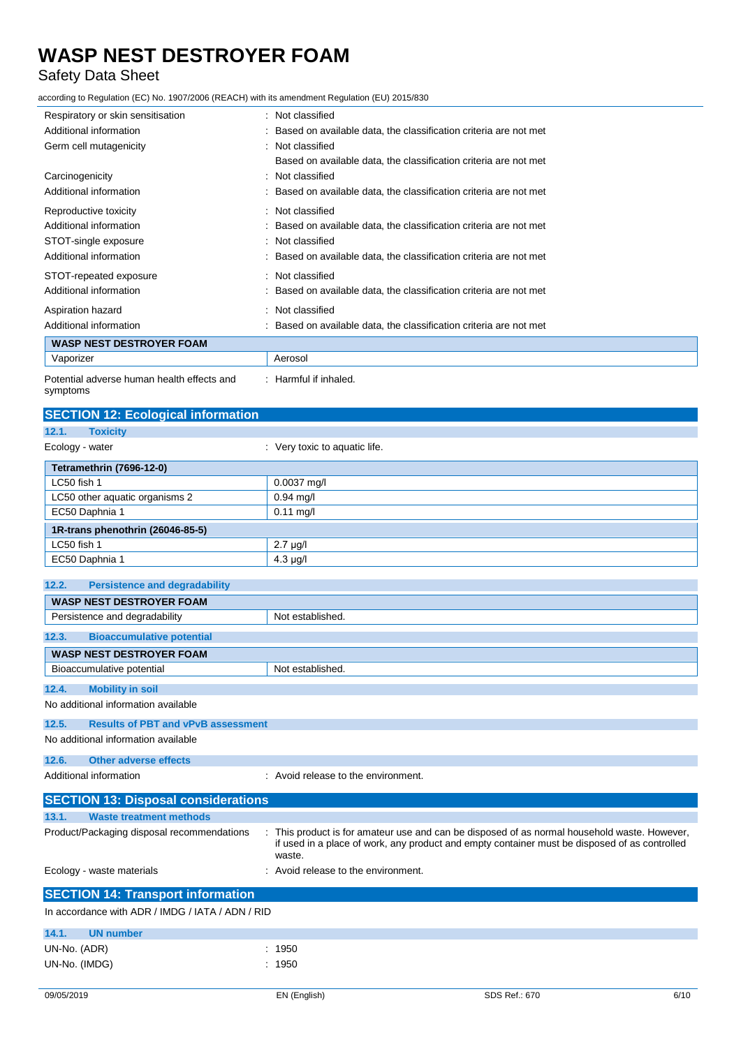| | |
|---|---|
| Respiratory or skin sensitisation | : Not classified |
| Additional information | : Based on available data, the classification criteria are not met |
| Germ cell mutagenicity | : Not classified<br>Based on available data, the classification criteria are not met |
| Carcinogenicity | : Not classified |
| Additional information | : Based on available data, the classification criteria are not met |
| Reproductive toxicity | : Not classified |
| Additional information | : Based on available data, the classification criteria are not met |
| STOT-single exposure | : Not classified |
| Additional information | : Based on available data, the classification criteria are not met |
| STOT-repeated exposure | : Not classified |
| Additional information | : Based on available data, the classification criteria are not met |
| Aspiration hazard | : Not classified |
| Additional information | : Based on available data, the classification criteria are not met |

| WASP NEST DESTROYER FOAM | |
|---|---|
| Vaporizer | Aerosol |

Potential adverse human health effects and symptoms : Harmful if inhaled.

## SECTION 12: Ecological information

### 12.1. Toxicity

Ecology - water : Very toxic to aquatic life.

| Tetramethrin (7696-12-0) | |
|---|---|
| LC50 fish 1 | 0.0037 mg/l |
| LC50 other aquatic organisms 2 | 0.94 mg/l |
| EC50 Daphnia 1 | 0.11 mg/l |
| **1R-trans phenothrin (26046-85-5)** | |
| LC50 fish 1 | 2.7 µg/l |
| EC50 Daphnia 1 | 4.3 µg/l |

### 12.2. Persistence and degradability

| WASP NEST DESTROYER FOAM | |
|---|---|
| Persistence and degradability | Not established. |

### 12.3. Bioaccumulative potential

| WASP NEST DESTROYER FOAM | |
|---|---|
| Bioaccumulative potential | Not established. |

### 12.4. Mobility in soil

No additional information available

### 12.5. Results of PBT and vPvB assessment

No additional information available

### 12.6. Other adverse effects

Additional information : Avoid release to the environment.

## SECTION 13: Disposal considerations

### 13.1. Waste treatment methods

Product/Packaging disposal recommendations : This product is for amateur use and can be disposed of as normal household waste. However, if used in a place of work, any product and empty container must be disposed of as controlled waste.

Ecology - waste materials : Avoid release to the environment.

## SECTION 14: Transport information

In accordance with ADR / IMDG / IATA / ADN / RID

### 14.1. UN number

UN-No. (ADR) : 1950

UN-No. (IMDG) : 1950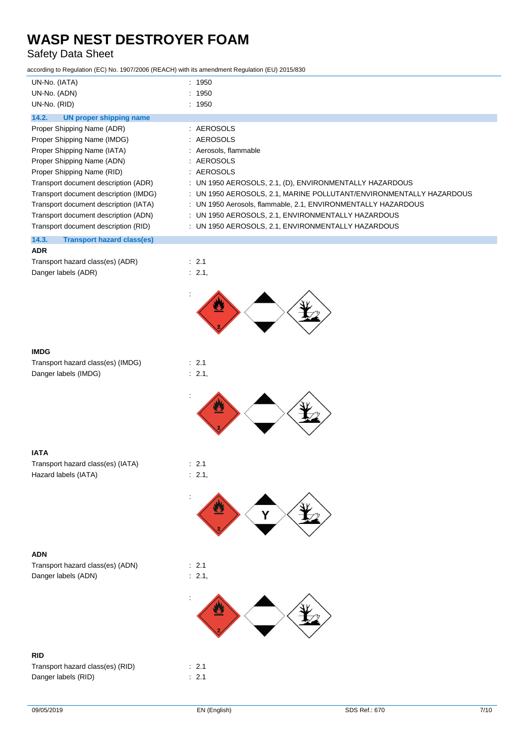| | | |
|---|---|---|
| UN-No. (IATA) | : | 1950 |
| UN-No. (ADN) | : | 1950 |
| UN-No. (RID) | : | 1950 |

## 14.2. UN proper shipping name

| | | |
|---|---|---|
| Proper Shipping Name (ADR) | : | AEROSOLS |
| Proper Shipping Name (IMDG) | : | AEROSOLS |
| Proper Shipping Name (IATA) | : | Aerosols, flammable |
| Proper Shipping Name (ADN) | : | AEROSOLS |
| Proper Shipping Name (RID) | : | AEROSOLS |
| Transport document description (ADR) | : | UN 1950 AEROSOLS, 2.1, (D), ENVIRONMENTALLY HAZARDOUS |
| Transport document description (IMDG) | : | UN 1950 AEROSOLS, 2.1, MARINE POLLUTANT/ENVIRONMENTALLY HAZARDOUS |
| Transport document description (IATA) | : | UN 1950 Aerosols, flammable, 2.1, ENVIRONMENTALLY HAZARDOUS |
| Transport document description (ADN) | : | UN 1950 AEROSOLS, 2.1, ENVIRONMENTALLY HAZARDOUS |
| Transport document description (RID) | : | UN 1950 AEROSOLS, 2.1, ENVIRONMENTALLY HAZARDOUS |

## 14.3. Transport hazard class(es)

**ADR**

| | | |
|---|---|---|
| Transport hazard class(es) (ADR) | : | 2.1 |
| Danger labels (ADR) | : | 2.1, |
| | : | |

**IMDG**

| | | |
|---|---|---|
| Transport hazard class(es) (IMDG) | : | 2.1 |
| Danger labels (IMDG) | : | 2.1, |
| | : | |

**IATA**

| | | |
|---|---|---|
| Transport hazard class(es) (IATA) | : | 2.1 |
| Hazard labels (IATA) | : | 2.1, |
| | : | |

**ADN**

| | | |
|---|---|---|
| Transport hazard class(es) (ADN) | : | 2.1 |
| Danger labels (ADN) | : | 2.1, |
| | : | |

**RID**

| | | |
|---|---|---|
| Transport hazard class(es) (RID) | : | 2.1 |
| Danger labels (RID) | : | 2.1 |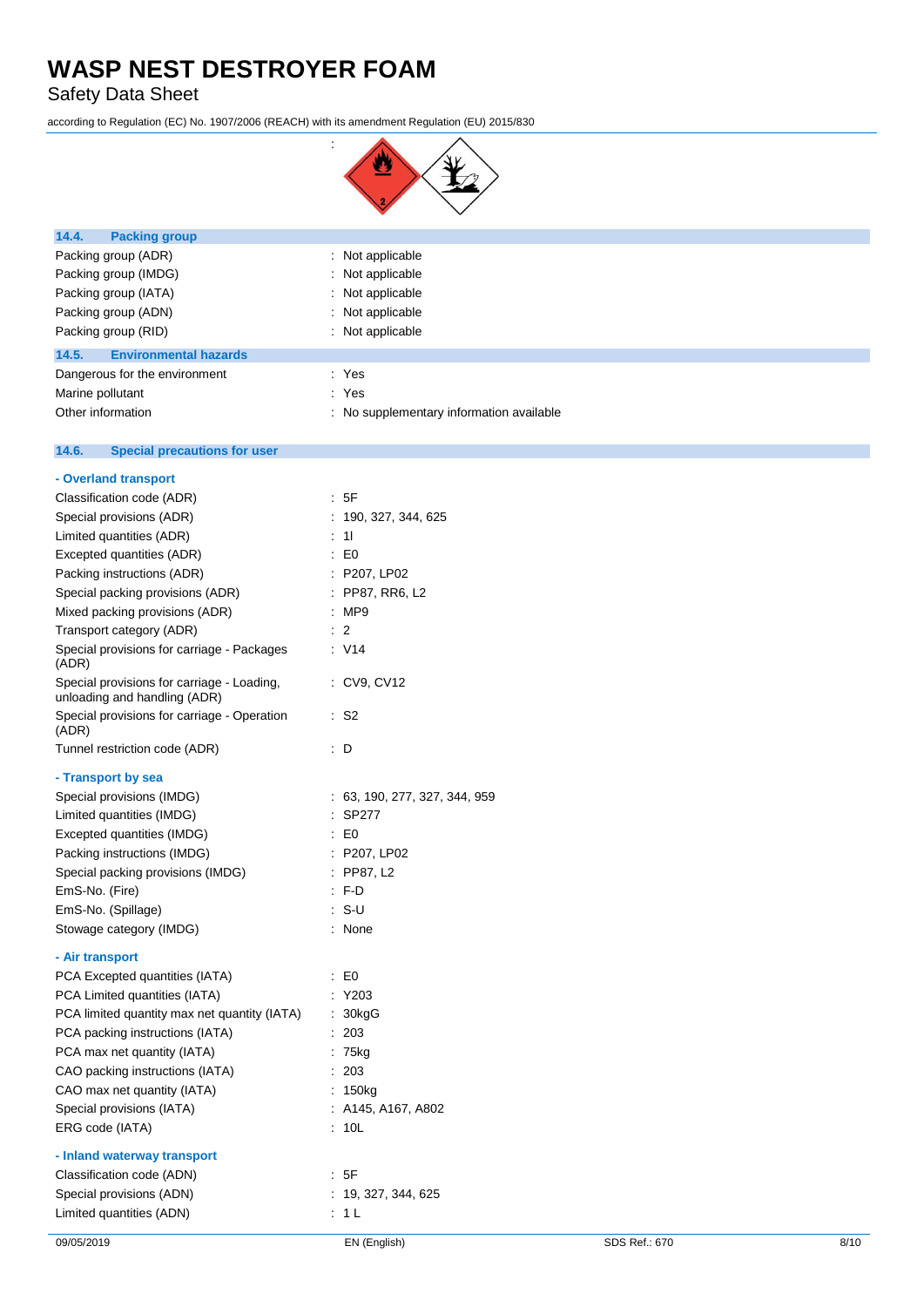# WASP NEST DESTROYER FOAM

Safety Data Sheet

according to Regulation (EC) No. 1907/2006 (REACH) with its amendment Regulation (EU) 2015/830

:

## 14.4. Packing group

| | |
|---|---|
| Packing group (ADR) | : Not applicable |
| Packing group (IMDG) | : Not applicable |
| Packing group (IATA) | : Not applicable |
| Packing group (ADN) | : Not applicable |
| Packing group (RID) | : Not applicable |

## 14.5. Environmental hazards

| | |
|---|---|
| Dangerous for the environment | : Yes |
| Marine pollutant | : Yes |
| Other information | : No supplementary information available |

## 14.6. Special precautions for user

### - Overland transport

| | |
|---|---|
| Classification code (ADR) | : 5F |
| Special provisions (ADR) | : 190, 327, 344, 625 |
| Limited quantities (ADR) | : 1l |
| Excepted quantities (ADR) | : E0 |
| Packing instructions (ADR) | : P207, LP02 |
| Special packing provisions (ADR) | : PP87, RR6, L2 |
| Mixed packing provisions (ADR) | : MP9 |
| Transport category (ADR) | : 2 |
| Special provisions for carriage - Packages (ADR) | : V14 |
| Special provisions for carriage - Loading, unloading and handling (ADR) | : CV9, CV12 |
| Special provisions for carriage - Operation (ADR) | : S2 |
| Tunnel restriction code (ADR) | : D |

### - Transport by sea

| | |
|---|---|
| Special provisions (IMDG) | : 63, 190, 277, 327, 344, 959 |
| Limited quantities (IMDG) | : SP277 |
| Excepted quantities (IMDG) | : E0 |
| Packing instructions (IMDG) | : P207, LP02 |
| Special packing provisions (IMDG) | : PP87, L2 |
| EmS-No. (Fire) | : F-D |
| EmS-No. (Spillage) | : S-U |
| Stowage category (IMDG) | : None |

### - Air transport

| | |
|---|---|
| PCA Excepted quantities (IATA) | : E0 |
| PCA Limited quantities (IATA) | : Y203 |
| PCA limited quantity max net quantity (IATA) | : 30kgG |
| PCA packing instructions (IATA) | : 203 |
| PCA max net quantity (IATA) | : 75kg |
| CAO packing instructions (IATA) | : 203 |
| CAO max net quantity (IATA) | : 150kg |
| Special provisions (IATA) | : A145, A167, A802 |
| ERG code (IATA) | : 10L |

### - Inland waterway transport

| | |
|---|---|
| Classification code (ADN) | : 5F |
| Special provisions (ADN) | : 19, 327, 344, 625 |
| Limited quantities (ADN) | : 1 L |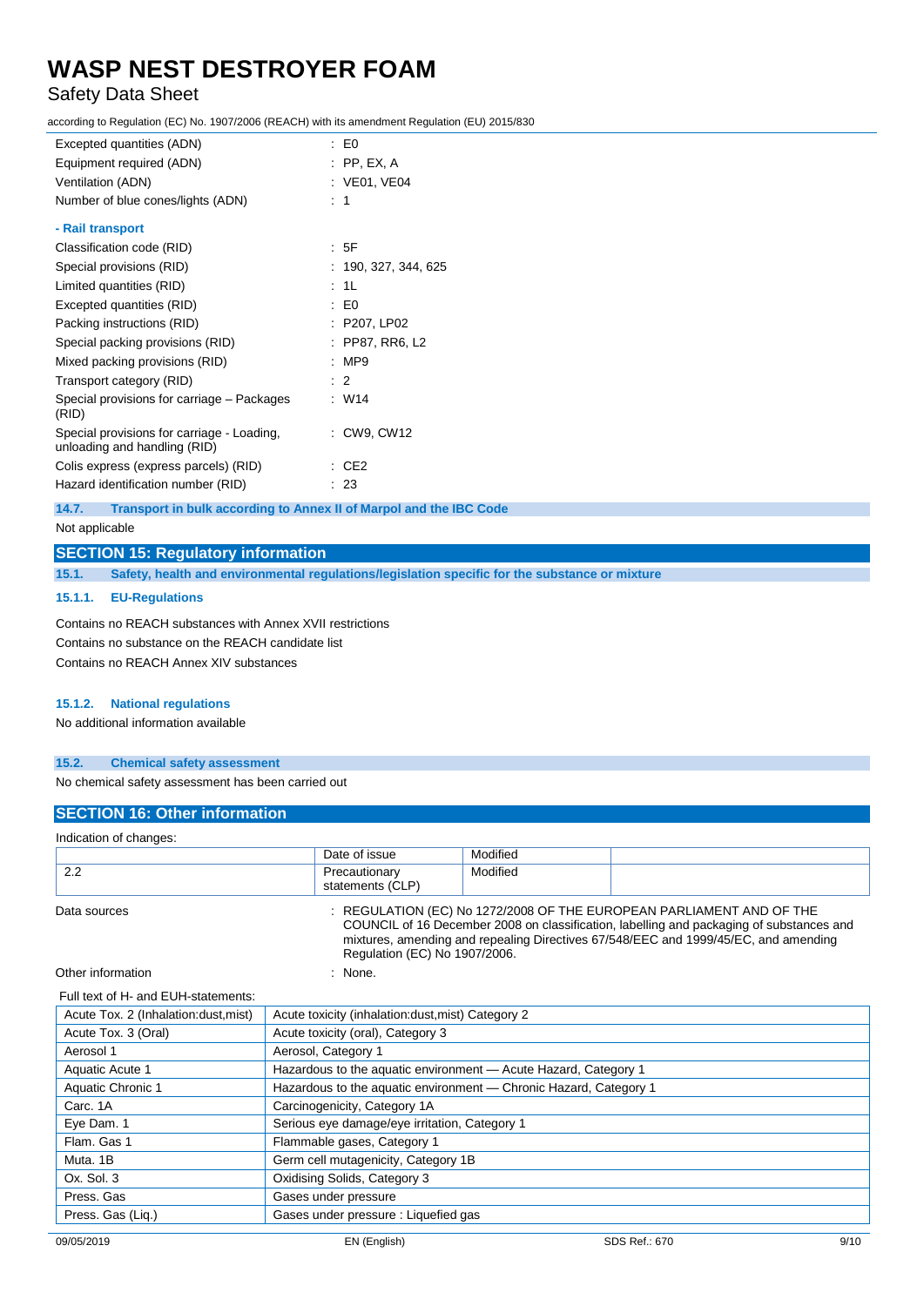| | |
|---|---|
| Excepted quantities (ADN) | : E0 |
| Equipment required (ADN) | : PP, EX, A |
| Ventilation (ADN) | : VE01, VE04 |
| Number of blue cones/lights (ADN) | : 1 |

**- Rail transport**

| | |
|---|---|
| Classification code (RID) | : 5F |
| Special provisions (RID) | : 190, 327, 344, 625 |
| Limited quantities (RID) | : 1L |
| Excepted quantities (RID) | : E0 |
| Packing instructions (RID) | : P207, LP02 |
| Special packing provisions (RID) | : PP87, RR6, L2 |
| Mixed packing provisions (RID) | : MP9 |
| Transport category (RID) | : 2 |
| Special provisions for carriage – Packages (RID) | : W14 |
| Special provisions for carriage - Loading, unloading and handling (RID) | : CW9, CW12 |
| Colis express (express parcels) (RID) | : CE2 |
| Hazard identification number (RID) | : 23 |

### 14.7. Transport in bulk according to Annex II of Marpol and the IBC Code

Not applicable

## SECTION 15: Regulatory information

### 15.1. Safety, health and environmental regulations/legislation specific for the substance or mixture

#### 15.1.1. EU-Regulations

Contains no REACH substances with Annex XVII restrictions

Contains no substance on the REACH candidate list

Contains no REACH Annex XIV substances

#### 15.1.2. National regulations

No additional information available

### 15.2. Chemical safety assessment

No chemical safety assessment has been carried out

## SECTION 16: Other information

Indication of changes:

| | | | |
|---|---|---|---|
| | Date of issue | Modified | |
| 2.2 | Precautionary statements (CLP) | Modified | |

| | |
|---|---|
| Data sources | : REGULATION (EC) No 1272/2008 OF THE EUROPEAN PARLIAMENT AND OF THE COUNCIL of 16 December 2008 on classification, labelling and packaging of substances and mixtures, amending and repealing Directives 67/548/EEC and 1999/45/EC, and amending Regulation (EC) No 1907/2006. |
| Other information | : None. |

Full text of H- and EUH-statements:

| | |
|---|---|
| Acute Tox. 2 (Inhalation:dust,mist) | Acute toxicity (inhalation:dust,mist) Category 2 |
| Acute Tox. 3 (Oral) | Acute toxicity (oral), Category 3 |
| Aerosol 1 | Aerosol, Category 1 |
| Aquatic Acute 1 | Hazardous to the aquatic environment — Acute Hazard, Category 1 |
| Aquatic Chronic 1 | Hazardous to the aquatic environment — Chronic Hazard, Category 1 |
| Carc. 1A | Carcinogenicity, Category 1A |
| Eye Dam. 1 | Serious eye damage/eye irritation, Category 1 |
| Flam. Gas 1 | Flammable gases, Category 1 |
| Muta. 1B | Germ cell mutagenicity, Category 1B |
| Ox. Sol. 3 | Oxidising Solids, Category 3 |
| Press. Gas | Gases under pressure |
| Press. Gas (Liq.) | Gases under pressure : Liquefied gas |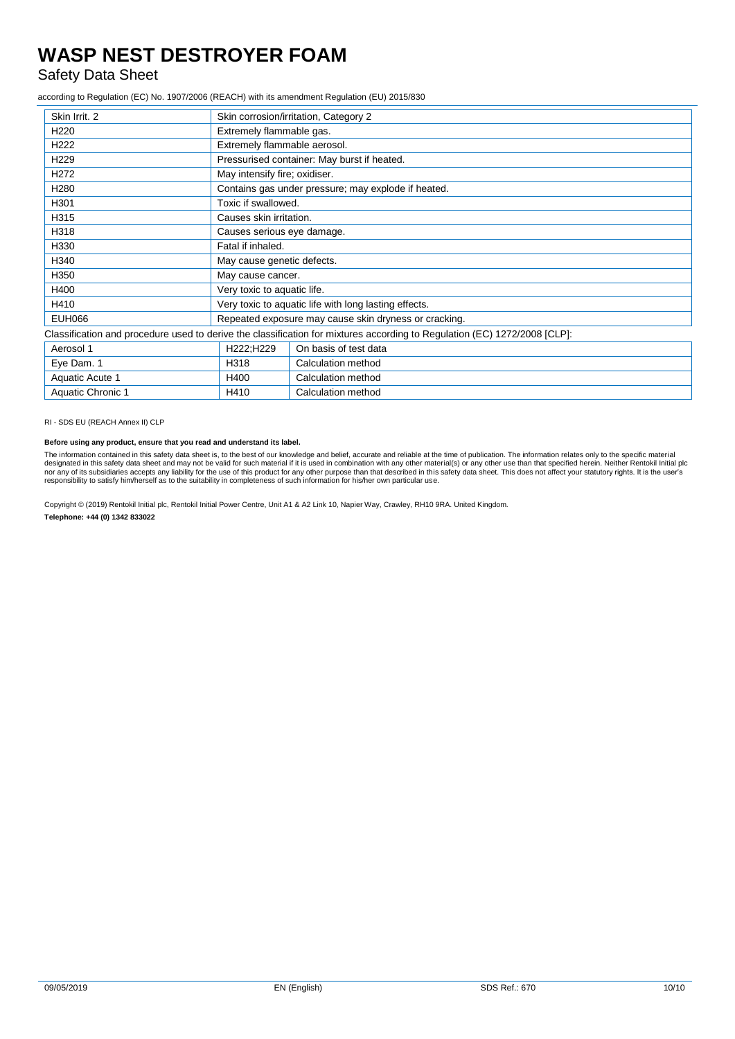# WASP NEST DESTROYER FOAM

Safety Data Sheet

according to Regulation (EC) No. 1907/2006 (REACH) with its amendment Regulation (EU) 2015/830

| | |
|---|---|
| Skin Irrit. 2 | Skin corrosion/irritation, Category 2 |
| H220 | Extremely flammable gas. |
| H222 | Extremely flammable aerosol. |
| H229 | Pressurised container: May burst if heated. |
| H272 | May intensify fire; oxidiser. |
| H280 | Contains gas under pressure; may explode if heated. |
| H301 | Toxic if swallowed. |
| H315 | Causes skin irritation. |
| H318 | Causes serious eye damage. |
| H330 | Fatal if inhaled. |
| H340 | May cause genetic defects. |
| H350 | May cause cancer. |
| H400 | Very toxic to aquatic life. |
| H410 | Very toxic to aquatic life with long lasting effects. |
| EUH066 | Repeated exposure may cause skin dryness or cracking. |

Classification and procedure used to derive the classification for mixtures according to Regulation (EC) 1272/2008 [CLP]:

| | | |
|---|---|---|
| Aerosol 1 | H222;H229 | On basis of test data |
| Eye Dam. 1 | H318 | Calculation method |
| Aquatic Acute 1 | H400 | Calculation method |
| Aquatic Chronic 1 | H410 | Calculation method |

RI - SDS EU (REACH Annex II) CLP

**Before using any product, ensure that you read and understand its label.**

The information contained in this safety data sheet is, to the best of our knowledge and belief, accurate and reliable at the time of publication. The information relates only to the specific material designated in this safety data sheet and may not be valid for such material if it is used in combination with any other material(s) or any other use than that specified herein. Neither Rentokil Initial plc nor any of its subsidiaries accepts any liability for the use of this product for any other purpose than that described in this safety data sheet. This does not affect your statutory rights. It is the user's responsibility to satisfy him/herself as to the suitability in completeness of such information for his/her own particular use.

Copyright © (2019) Rentokil Initial plc, Rentokil Initial Power Centre, Unit A1 & A2 Link 10, Napier Way, Crawley, RH10 9RA. United Kingdom.

**Telephone: +44 (0) 1342 833022**